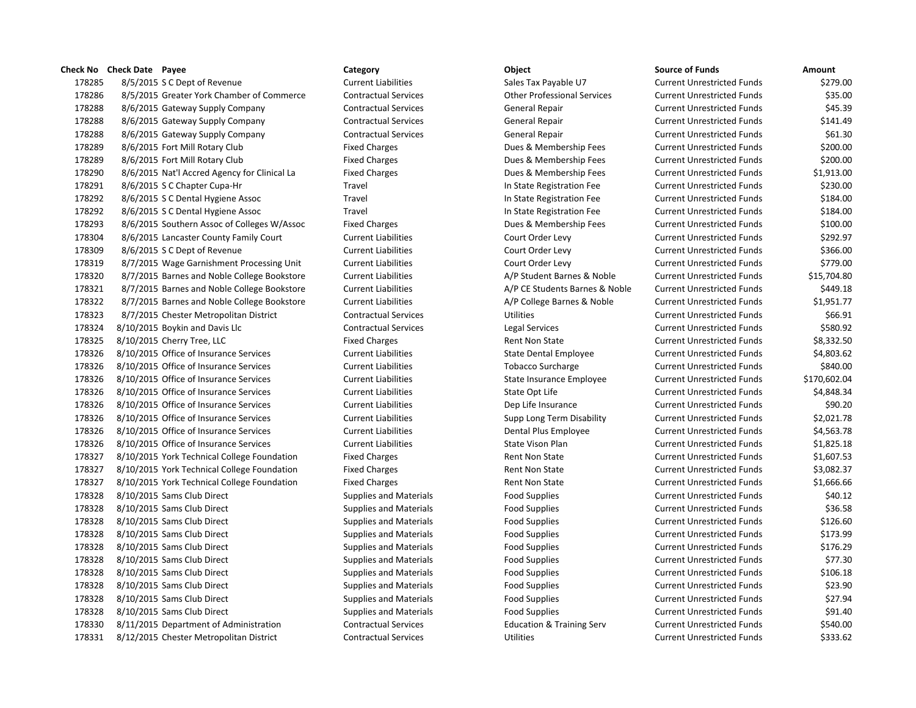| Check No | Check Date | Payee | Category | Object | Source of Funds | Amount |
|---|---|---|---|---|---|---|
| 178285 | 8/5/2015 | S C Dept of Revenue | Current Liabilities | Sales Tax Payable U7 | Current Unrestricted Funds | $279.00 |
| 178286 | 8/5/2015 | Greater York Chamber of Commerce | Contractual Services | Other Professional Services | Current Unrestricted Funds | $35.00 |
| 178288 | 8/6/2015 | Gateway Supply Company | Contractual Services | General Repair | Current Unrestricted Funds | $45.39 |
| 178288 | 8/6/2015 | Gateway Supply Company | Contractual Services | General Repair | Current Unrestricted Funds | $141.49 |
| 178288 | 8/6/2015 | Gateway Supply Company | Contractual Services | General Repair | Current Unrestricted Funds | $61.30 |
| 178289 | 8/6/2015 | Fort Mill Rotary Club | Fixed Charges | Dues & Membership Fees | Current Unrestricted Funds | $200.00 |
| 178289 | 8/6/2015 | Fort Mill Rotary Club | Fixed Charges | Dues & Membership Fees | Current Unrestricted Funds | $200.00 |
| 178290 | 8/6/2015 | Nat'l Accred Agency for Clinical La | Fixed Charges | Dues & Membership Fees | Current Unrestricted Funds | $1,913.00 |
| 178291 | 8/6/2015 | S C Chapter Cupa-Hr | Travel | In State Registration Fee | Current Unrestricted Funds | $230.00 |
| 178292 | 8/6/2015 | S C Dental Hygiene Assoc | Travel | In State Registration Fee | Current Unrestricted Funds | $184.00 |
| 178292 | 8/6/2015 | S C Dental Hygiene Assoc | Travel | In State Registration Fee | Current Unrestricted Funds | $184.00 |
| 178293 | 8/6/2015 | Southern Assoc of Colleges W/Assoc | Fixed Charges | Dues & Membership Fees | Current Unrestricted Funds | $100.00 |
| 178304 | 8/6/2015 | Lancaster County Family Court | Current Liabilities | Court Order Levy | Current Unrestricted Funds | $292.97 |
| 178309 | 8/6/2015 | S C Dept of Revenue | Current Liabilities | Court Order Levy | Current Unrestricted Funds | $366.00 |
| 178319 | 8/7/2015 | Wage Garnishment Processing Unit | Current Liabilities | Court Order Levy | Current Unrestricted Funds | $779.00 |
| 178320 | 8/7/2015 | Barnes and Noble College Bookstore | Current Liabilities | A/P Student Barnes & Noble | Current Unrestricted Funds | $15,704.80 |
| 178321 | 8/7/2015 | Barnes and Noble College Bookstore | Current Liabilities | A/P CE Students Barnes & Noble | Current Unrestricted Funds | $449.18 |
| 178322 | 8/7/2015 | Barnes and Noble College Bookstore | Current Liabilities | A/P College Barnes & Noble | Current Unrestricted Funds | $1,951.77 |
| 178323 | 8/7/2015 | Chester Metropolitan District | Contractual Services | Utilities | Current Unrestricted Funds | $66.91 |
| 178324 | 8/10/2015 | Boykin and Davis Llc | Contractual Services | Legal Services | Current Unrestricted Funds | $580.92 |
| 178325 | 8/10/2015 | Cherry Tree, LLC | Fixed Charges | Rent Non State | Current Unrestricted Funds | $8,332.50 |
| 178326 | 8/10/2015 | Office of Insurance Services | Current Liabilities | State Dental Employee | Current Unrestricted Funds | $4,803.62 |
| 178326 | 8/10/2015 | Office of Insurance Services | Current Liabilities | Tobacco Surcharge | Current Unrestricted Funds | $840.00 |
| 178326 | 8/10/2015 | Office of Insurance Services | Current Liabilities | State Insurance Employee | Current Unrestricted Funds | $170,602.04 |
| 178326 | 8/10/2015 | Office of Insurance Services | Current Liabilities | State Opt Life | Current Unrestricted Funds | $4,848.34 |
| 178326 | 8/10/2015 | Office of Insurance Services | Current Liabilities | Dep Life Insurance | Current Unrestricted Funds | $90.20 |
| 178326 | 8/10/2015 | Office of Insurance Services | Current Liabilities | Supp Long Term Disability | Current Unrestricted Funds | $2,021.78 |
| 178326 | 8/10/2015 | Office of Insurance Services | Current Liabilities | Dental Plus Employee | Current Unrestricted Funds | $4,563.78 |
| 178326 | 8/10/2015 | Office of Insurance Services | Current Liabilities | State Vison Plan | Current Unrestricted Funds | $1,825.18 |
| 178327 | 8/10/2015 | York Technical College Foundation | Fixed Charges | Rent Non State | Current Unrestricted Funds | $1,607.53 |
| 178327 | 8/10/2015 | York Technical College Foundation | Fixed Charges | Rent Non State | Current Unrestricted Funds | $3,082.37 |
| 178327 | 8/10/2015 | York Technical College Foundation | Fixed Charges | Rent Non State | Current Unrestricted Funds | $1,666.66 |
| 178328 | 8/10/2015 | Sams Club Direct | Supplies and Materials | Food Supplies | Current Unrestricted Funds | $40.12 |
| 178328 | 8/10/2015 | Sams Club Direct | Supplies and Materials | Food Supplies | Current Unrestricted Funds | $36.58 |
| 178328 | 8/10/2015 | Sams Club Direct | Supplies and Materials | Food Supplies | Current Unrestricted Funds | $126.60 |
| 178328 | 8/10/2015 | Sams Club Direct | Supplies and Materials | Food Supplies | Current Unrestricted Funds | $173.99 |
| 178328 | 8/10/2015 | Sams Club Direct | Supplies and Materials | Food Supplies | Current Unrestricted Funds | $176.29 |
| 178328 | 8/10/2015 | Sams Club Direct | Supplies and Materials | Food Supplies | Current Unrestricted Funds | $77.30 |
| 178328 | 8/10/2015 | Sams Club Direct | Supplies and Materials | Food Supplies | Current Unrestricted Funds | $106.18 |
| 178328 | 8/10/2015 | Sams Club Direct | Supplies and Materials | Food Supplies | Current Unrestricted Funds | $23.90 |
| 178328 | 8/10/2015 | Sams Club Direct | Supplies and Materials | Food Supplies | Current Unrestricted Funds | $27.94 |
| 178328 | 8/10/2015 | Sams Club Direct | Supplies and Materials | Food Supplies | Current Unrestricted Funds | $91.40 |
| 178330 | 8/11/2015 | Department of Administration | Contractual Services | Education & Training Serv | Current Unrestricted Funds | $540.00 |
| 178331 | 8/12/2015 | Chester Metropolitan District | Contractual Services | Utilities | Current Unrestricted Funds | $333.62 |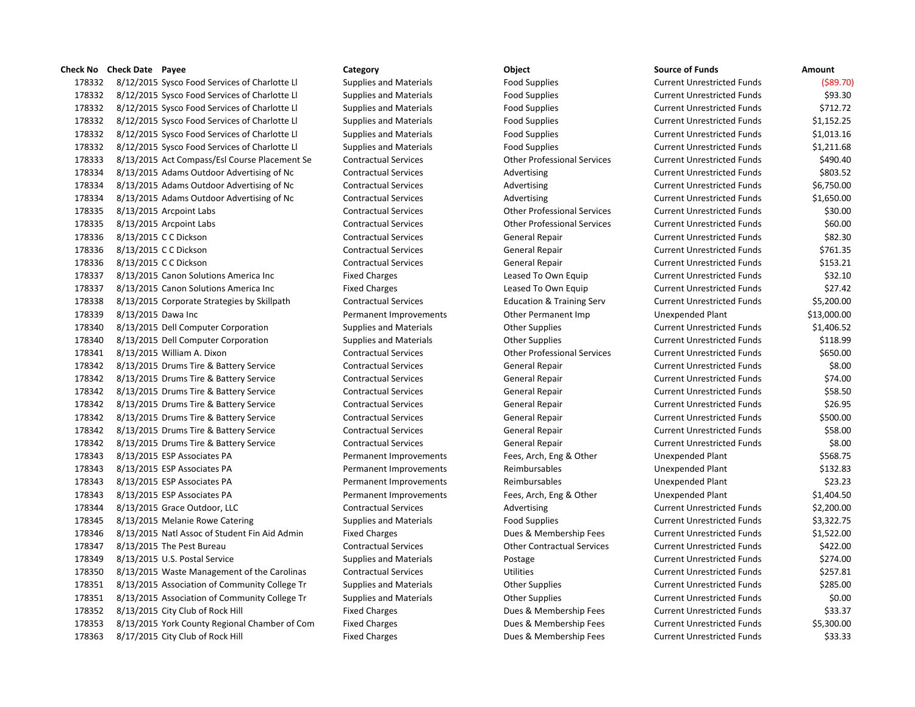| Check No | Check Date | Payee | Category | Object | Source of Funds | Amount |
|---|---|---|---|---|---|---|
| 178332 | 8/12/2015 | Sysco Food Services of Charlotte Ll | Supplies and Materials | Food Supplies | Current Unrestricted Funds | ($89.70) |
| 178332 | 8/12/2015 | Sysco Food Services of Charlotte Ll | Supplies and Materials | Food Supplies | Current Unrestricted Funds | $93.30 |
| 178332 | 8/12/2015 | Sysco Food Services of Charlotte Ll | Supplies and Materials | Food Supplies | Current Unrestricted Funds | $712.72 |
| 178332 | 8/12/2015 | Sysco Food Services of Charlotte Ll | Supplies and Materials | Food Supplies | Current Unrestricted Funds | $1,152.25 |
| 178332 | 8/12/2015 | Sysco Food Services of Charlotte Ll | Supplies and Materials | Food Supplies | Current Unrestricted Funds | $1,013.16 |
| 178332 | 8/12/2015 | Sysco Food Services of Charlotte Ll | Supplies and Materials | Food Supplies | Current Unrestricted Funds | $1,211.68 |
| 178333 | 8/13/2015 | Act Compass/Esl Course Placement Se | Contractual Services | Other Professional Services | Current Unrestricted Funds | $490.40 |
| 178334 | 8/13/2015 | Adams Outdoor Advertising of Nc | Contractual Services | Advertising | Current Unrestricted Funds | $803.52 |
| 178334 | 8/13/2015 | Adams Outdoor Advertising of Nc | Contractual Services | Advertising | Current Unrestricted Funds | $6,750.00 |
| 178334 | 8/13/2015 | Adams Outdoor Advertising of Nc | Contractual Services | Advertising | Current Unrestricted Funds | $1,650.00 |
| 178335 | 8/13/2015 | Arcpoint Labs | Contractual Services | Other Professional Services | Current Unrestricted Funds | $30.00 |
| 178335 | 8/13/2015 | Arcpoint Labs | Contractual Services | Other Professional Services | Current Unrestricted Funds | $60.00 |
| 178336 | 8/13/2015 | C C Dickson | Contractual Services | General Repair | Current Unrestricted Funds | $82.30 |
| 178336 | 8/13/2015 | C C Dickson | Contractual Services | General Repair | Current Unrestricted Funds | $761.35 |
| 178336 | 8/13/2015 | C C Dickson | Contractual Services | General Repair | Current Unrestricted Funds | $153.21 |
| 178337 | 8/13/2015 | Canon Solutions America Inc | Fixed Charges | Leased To Own Equip | Current Unrestricted Funds | $32.10 |
| 178337 | 8/13/2015 | Canon Solutions America Inc | Fixed Charges | Leased To Own Equip | Current Unrestricted Funds | $27.42 |
| 178338 | 8/13/2015 | Corporate Strategies by Skillpath | Contractual Services | Education & Training Serv | Current Unrestricted Funds | $5,200.00 |
| 178339 | 8/13/2015 | Dawa Inc | Permanent Improvements | Other Permanent Imp | Unexpended Plant | $13,000.00 |
| 178340 | 8/13/2015 | Dell Computer Corporation | Supplies and Materials | Other Supplies | Current Unrestricted Funds | $1,406.52 |
| 178340 | 8/13/2015 | Dell Computer Corporation | Supplies and Materials | Other Supplies | Current Unrestricted Funds | $118.99 |
| 178341 | 8/13/2015 | William A. Dixon | Contractual Services | Other Professional Services | Current Unrestricted Funds | $650.00 |
| 178342 | 8/13/2015 | Drums Tire & Battery Service | Contractual Services | General Repair | Current Unrestricted Funds | $8.00 |
| 178342 | 8/13/2015 | Drums Tire & Battery Service | Contractual Services | General Repair | Current Unrestricted Funds | $74.00 |
| 178342 | 8/13/2015 | Drums Tire & Battery Service | Contractual Services | General Repair | Current Unrestricted Funds | $58.50 |
| 178342 | 8/13/2015 | Drums Tire & Battery Service | Contractual Services | General Repair | Current Unrestricted Funds | $26.95 |
| 178342 | 8/13/2015 | Drums Tire & Battery Service | Contractual Services | General Repair | Current Unrestricted Funds | $500.00 |
| 178342 | 8/13/2015 | Drums Tire & Battery Service | Contractual Services | General Repair | Current Unrestricted Funds | $58.00 |
| 178342 | 8/13/2015 | Drums Tire & Battery Service | Contractual Services | General Repair | Current Unrestricted Funds | $8.00 |
| 178343 | 8/13/2015 | ESP Associates PA | Permanent Improvements | Fees, Arch, Eng & Other | Unexpended Plant | $568.75 |
| 178343 | 8/13/2015 | ESP Associates PA | Permanent Improvements | Reimbursables | Unexpended Plant | $132.83 |
| 178343 | 8/13/2015 | ESP Associates PA | Permanent Improvements | Reimbursables | Unexpended Plant | $23.23 |
| 178343 | 8/13/2015 | ESP Associates PA | Permanent Improvements | Fees, Arch, Eng & Other | Unexpended Plant | $1,404.50 |
| 178344 | 8/13/2015 | Grace Outdoor, LLC | Contractual Services | Advertising | Current Unrestricted Funds | $2,200.00 |
| 178345 | 8/13/2015 | Melanie Rowe Catering | Supplies and Materials | Food Supplies | Current Unrestricted Funds | $3,322.75 |
| 178346 | 8/13/2015 | Natl Assoc of Student Fin Aid Admin | Fixed Charges | Dues & Membership Fees | Current Unrestricted Funds | $1,522.00 |
| 178347 | 8/13/2015 | The Pest Bureau | Contractual Services | Other Contractual Services | Current Unrestricted Funds | $422.00 |
| 178349 | 8/13/2015 | U.S. Postal Service | Supplies and Materials | Postage | Current Unrestricted Funds | $274.00 |
| 178350 | 8/13/2015 | Waste Management of the Carolinas | Contractual Services | Utilities | Current Unrestricted Funds | $257.81 |
| 178351 | 8/13/2015 | Association of Community College Tr | Supplies and Materials | Other Supplies | Current Unrestricted Funds | $285.00 |
| 178351 | 8/13/2015 | Association of Community College Tr | Supplies and Materials | Other Supplies | Current Unrestricted Funds | $0.00 |
| 178352 | 8/13/2015 | City Club of Rock Hill | Fixed Charges | Dues & Membership Fees | Current Unrestricted Funds | $33.37 |
| 178353 | 8/13/2015 | York County Regional Chamber of Com | Fixed Charges | Dues & Membership Fees | Current Unrestricted Funds | $5,300.00 |
| 178363 | 8/17/2015 | City Club of Rock Hill | Fixed Charges | Dues & Membership Fees | Current Unrestricted Funds | $33.33 |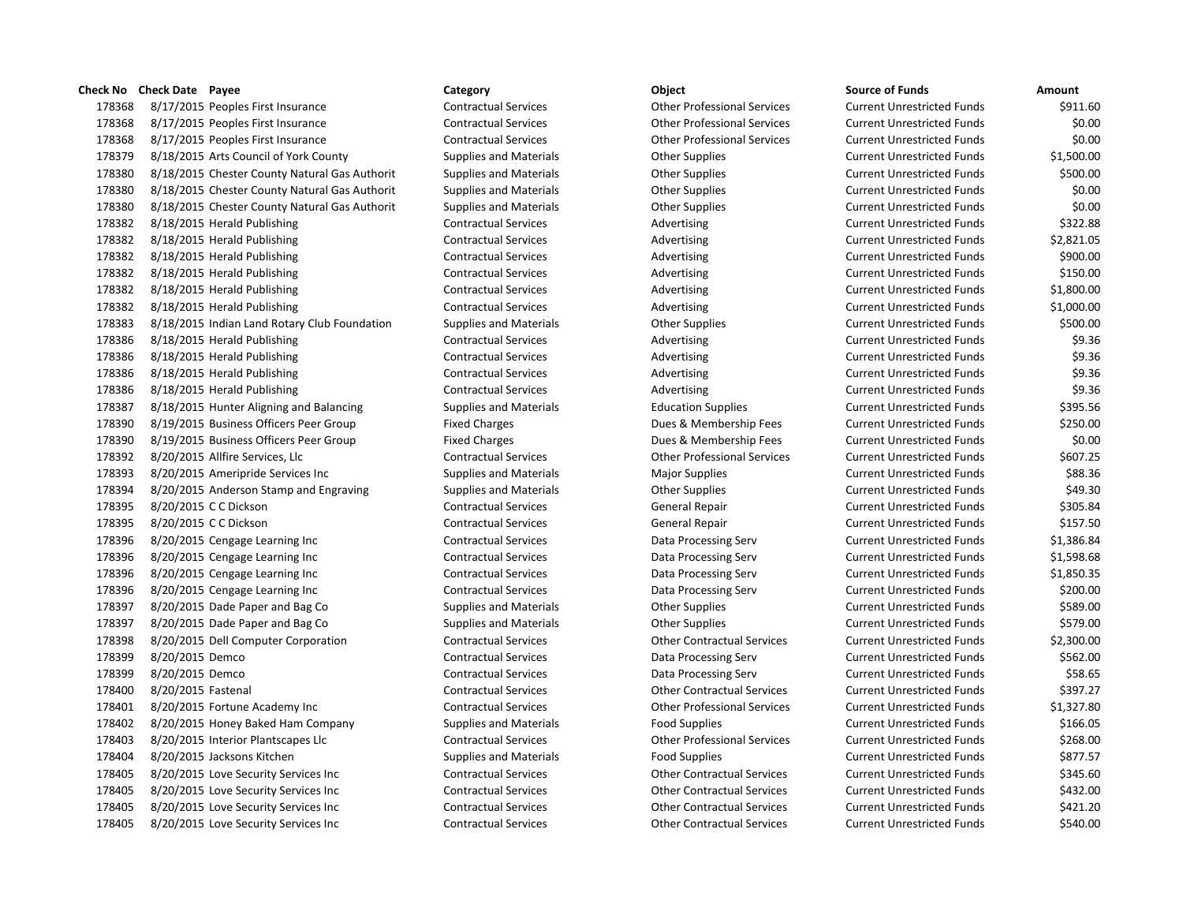| Check No | Check Date | Payee | Category | Object | Source of Funds | Amount |
|---|---|---|---|---|---|---|
| 178368 | 8/17/2015 | Peoples First Insurance | Contractual Services | Other Professional Services | Current Unrestricted Funds | $911.60 |
| 178368 | 8/17/2015 | Peoples First Insurance | Contractual Services | Other Professional Services | Current Unrestricted Funds | $0.00 |
| 178368 | 8/17/2015 | Peoples First Insurance | Contractual Services | Other Professional Services | Current Unrestricted Funds | $0.00 |
| 178379 | 8/18/2015 | Arts Council of York County | Supplies and Materials | Other Supplies | Current Unrestricted Funds | $1,500.00 |
| 178380 | 8/18/2015 | Chester County Natural Gas Authorit | Supplies and Materials | Other Supplies | Current Unrestricted Funds | $500.00 |
| 178380 | 8/18/2015 | Chester County Natural Gas Authorit | Supplies and Materials | Other Supplies | Current Unrestricted Funds | $0.00 |
| 178380 | 8/18/2015 | Chester County Natural Gas Authorit | Supplies and Materials | Other Supplies | Current Unrestricted Funds | $0.00 |
| 178382 | 8/18/2015 | Herald Publishing | Contractual Services | Advertising | Current Unrestricted Funds | $322.88 |
| 178382 | 8/18/2015 | Herald Publishing | Contractual Services | Advertising | Current Unrestricted Funds | $2,821.05 |
| 178382 | 8/18/2015 | Herald Publishing | Contractual Services | Advertising | Current Unrestricted Funds | $900.00 |
| 178382 | 8/18/2015 | Herald Publishing | Contractual Services | Advertising | Current Unrestricted Funds | $150.00 |
| 178382 | 8/18/2015 | Herald Publishing | Contractual Services | Advertising | Current Unrestricted Funds | $1,800.00 |
| 178382 | 8/18/2015 | Herald Publishing | Contractual Services | Advertising | Current Unrestricted Funds | $1,000.00 |
| 178383 | 8/18/2015 | Indian Land Rotary Club Foundation | Supplies and Materials | Other Supplies | Current Unrestricted Funds | $500.00 |
| 178386 | 8/18/2015 | Herald Publishing | Contractual Services | Advertising | Current Unrestricted Funds | $9.36 |
| 178386 | 8/18/2015 | Herald Publishing | Contractual Services | Advertising | Current Unrestricted Funds | $9.36 |
| 178386 | 8/18/2015 | Herald Publishing | Contractual Services | Advertising | Current Unrestricted Funds | $9.36 |
| 178386 | 8/18/2015 | Herald Publishing | Contractual Services | Advertising | Current Unrestricted Funds | $9.36 |
| 178387 | 8/18/2015 | Hunter Aligning and Balancing | Supplies and Materials | Education Supplies | Current Unrestricted Funds | $395.56 |
| 178390 | 8/19/2015 | Business Officers Peer Group | Fixed Charges | Dues & Membership Fees | Current Unrestricted Funds | $250.00 |
| 178390 | 8/19/2015 | Business Officers Peer Group | Fixed Charges | Dues & Membership Fees | Current Unrestricted Funds | $0.00 |
| 178392 | 8/20/2015 | Allfire Services, Llc | Contractual Services | Other Professional Services | Current Unrestricted Funds | $607.25 |
| 178393 | 8/20/2015 | Ameripride Services Inc | Supplies and Materials | Major Supplies | Current Unrestricted Funds | $88.36 |
| 178394 | 8/20/2015 | Anderson Stamp and Engraving | Supplies and Materials | Other Supplies | Current Unrestricted Funds | $49.30 |
| 178395 | 8/20/2015 | C C Dickson | Contractual Services | General Repair | Current Unrestricted Funds | $305.84 |
| 178395 | 8/20/2015 | C C Dickson | Contractual Services | General Repair | Current Unrestricted Funds | $157.50 |
| 178396 | 8/20/2015 | Cengage Learning Inc | Contractual Services | Data Processing Serv | Current Unrestricted Funds | $1,386.84 |
| 178396 | 8/20/2015 | Cengage Learning Inc | Contractual Services | Data Processing Serv | Current Unrestricted Funds | $1,598.68 |
| 178396 | 8/20/2015 | Cengage Learning Inc | Contractual Services | Data Processing Serv | Current Unrestricted Funds | $1,850.35 |
| 178396 | 8/20/2015 | Cengage Learning Inc | Contractual Services | Data Processing Serv | Current Unrestricted Funds | $200.00 |
| 178397 | 8/20/2015 | Dade Paper and Bag Co | Supplies and Materials | Other Supplies | Current Unrestricted Funds | $589.00 |
| 178397 | 8/20/2015 | Dade Paper and Bag Co | Supplies and Materials | Other Supplies | Current Unrestricted Funds | $579.00 |
| 178398 | 8/20/2015 | Dell Computer Corporation | Contractual Services | Other Contractual Services | Current Unrestricted Funds | $2,300.00 |
| 178399 | 8/20/2015 | Demco | Contractual Services | Data Processing Serv | Current Unrestricted Funds | $562.00 |
| 178399 | 8/20/2015 | Demco | Contractual Services | Data Processing Serv | Current Unrestricted Funds | $58.65 |
| 178400 | 8/20/2015 | Fastenal | Contractual Services | Other Contractual Services | Current Unrestricted Funds | $397.27 |
| 178401 | 8/20/2015 | Fortune Academy Inc | Contractual Services | Other Professional Services | Current Unrestricted Funds | $1,327.80 |
| 178402 | 8/20/2015 | Honey Baked Ham Company | Supplies and Materials | Food Supplies | Current Unrestricted Funds | $166.05 |
| 178403 | 8/20/2015 | Interior Plantscapes Llc | Contractual Services | Other Professional Services | Current Unrestricted Funds | $268.00 |
| 178404 | 8/20/2015 | Jacksons Kitchen | Supplies and Materials | Food Supplies | Current Unrestricted Funds | $877.57 |
| 178405 | 8/20/2015 | Love Security Services Inc | Contractual Services | Other Contractual Services | Current Unrestricted Funds | $345.60 |
| 178405 | 8/20/2015 | Love Security Services Inc | Contractual Services | Other Contractual Services | Current Unrestricted Funds | $432.00 |
| 178405 | 8/20/2015 | Love Security Services Inc | Contractual Services | Other Contractual Services | Current Unrestricted Funds | $421.20 |
| 178405 | 8/20/2015 | Love Security Services Inc | Contractual Services | Other Contractual Services | Current Unrestricted Funds | $540.00 |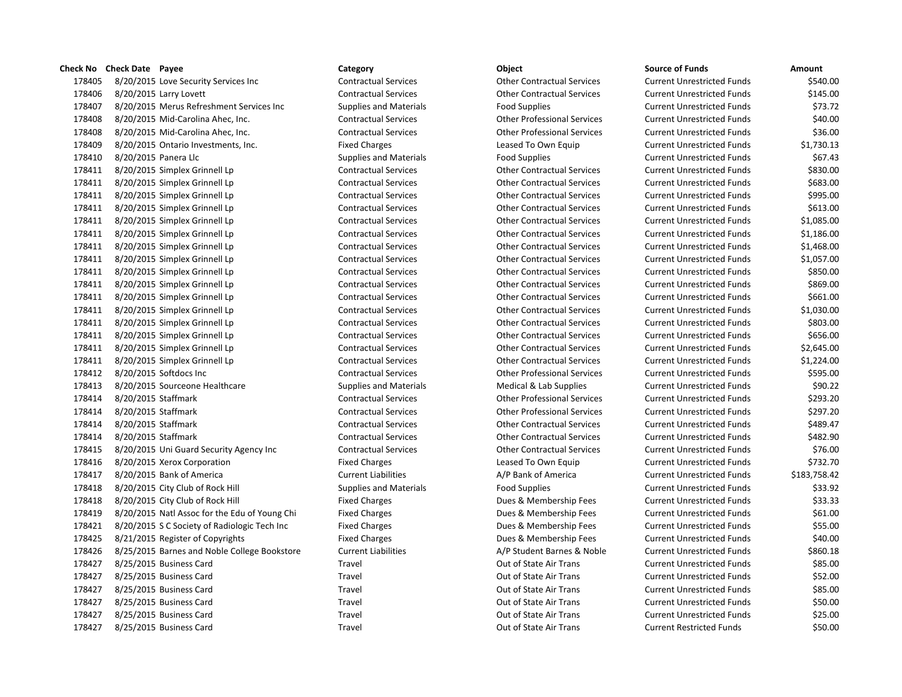| Check No | Check Date | Payee | Category | Object | Source of Funds | Amount |
|---|---|---|---|---|---|---|
| 178405 | 8/20/2015 | Love Security Services Inc | Contractual Services | Other Contractual Services | Current Unrestricted Funds | $540.00 |
| 178406 | 8/20/2015 | Larry Lovett | Contractual Services | Other Contractual Services | Current Unrestricted Funds | $145.00 |
| 178407 | 8/20/2015 | Merus Refreshment Services Inc | Supplies and Materials | Food Supplies | Current Unrestricted Funds | $73.72 |
| 178408 | 8/20/2015 | Mid-Carolina Ahec, Inc. | Contractual Services | Other Professional Services | Current Unrestricted Funds | $40.00 |
| 178408 | 8/20/2015 | Mid-Carolina Ahec, Inc. | Contractual Services | Other Professional Services | Current Unrestricted Funds | $36.00 |
| 178409 | 8/20/2015 | Ontario Investments, Inc. | Fixed Charges | Leased To Own Equip | Current Unrestricted Funds | $1,730.13 |
| 178410 | 8/20/2015 | Panera Llc | Supplies and Materials | Food Supplies | Current Unrestricted Funds | $67.43 |
| 178411 | 8/20/2015 | Simplex Grinnell Lp | Contractual Services | Other Contractual Services | Current Unrestricted Funds | $830.00 |
| 178411 | 8/20/2015 | Simplex Grinnell Lp | Contractual Services | Other Contractual Services | Current Unrestricted Funds | $683.00 |
| 178411 | 8/20/2015 | Simplex Grinnell Lp | Contractual Services | Other Contractual Services | Current Unrestricted Funds | $995.00 |
| 178411 | 8/20/2015 | Simplex Grinnell Lp | Contractual Services | Other Contractual Services | Current Unrestricted Funds | $613.00 |
| 178411 | 8/20/2015 | Simplex Grinnell Lp | Contractual Services | Other Contractual Services | Current Unrestricted Funds | $1,085.00 |
| 178411 | 8/20/2015 | Simplex Grinnell Lp | Contractual Services | Other Contractual Services | Current Unrestricted Funds | $1,186.00 |
| 178411 | 8/20/2015 | Simplex Grinnell Lp | Contractual Services | Other Contractual Services | Current Unrestricted Funds | $1,468.00 |
| 178411 | 8/20/2015 | Simplex Grinnell Lp | Contractual Services | Other Contractual Services | Current Unrestricted Funds | $1,057.00 |
| 178411 | 8/20/2015 | Simplex Grinnell Lp | Contractual Services | Other Contractual Services | Current Unrestricted Funds | $850.00 |
| 178411 | 8/20/2015 | Simplex Grinnell Lp | Contractual Services | Other Contractual Services | Current Unrestricted Funds | $869.00 |
| 178411 | 8/20/2015 | Simplex Grinnell Lp | Contractual Services | Other Contractual Services | Current Unrestricted Funds | $661.00 |
| 178411 | 8/20/2015 | Simplex Grinnell Lp | Contractual Services | Other Contractual Services | Current Unrestricted Funds | $1,030.00 |
| 178411 | 8/20/2015 | Simplex Grinnell Lp | Contractual Services | Other Contractual Services | Current Unrestricted Funds | $803.00 |
| 178411 | 8/20/2015 | Simplex Grinnell Lp | Contractual Services | Other Contractual Services | Current Unrestricted Funds | $656.00 |
| 178411 | 8/20/2015 | Simplex Grinnell Lp | Contractual Services | Other Contractual Services | Current Unrestricted Funds | $2,645.00 |
| 178411 | 8/20/2015 | Simplex Grinnell Lp | Contractual Services | Other Contractual Services | Current Unrestricted Funds | $1,224.00 |
| 178412 | 8/20/2015 | Softdocs Inc | Contractual Services | Other Professional Services | Current Unrestricted Funds | $595.00 |
| 178413 | 8/20/2015 | Sourceone Healthcare | Supplies and Materials | Medical & Lab Supplies | Current Unrestricted Funds | $90.22 |
| 178414 | 8/20/2015 | Staffmark | Contractual Services | Other Professional Services | Current Unrestricted Funds | $293.20 |
| 178414 | 8/20/2015 | Staffmark | Contractual Services | Other Professional Services | Current Unrestricted Funds | $297.20 |
| 178414 | 8/20/2015 | Staffmark | Contractual Services | Other Contractual Services | Current Unrestricted Funds | $489.47 |
| 178414 | 8/20/2015 | Staffmark | Contractual Services | Other Contractual Services | Current Unrestricted Funds | $482.90 |
| 178415 | 8/20/2015 | Uni Guard Security Agency Inc | Contractual Services | Other Contractual Services | Current Unrestricted Funds | $76.00 |
| 178416 | 8/20/2015 | Xerox Corporation | Fixed Charges | Leased To Own Equip | Current Unrestricted Funds | $732.70 |
| 178417 | 8/20/2015 | Bank of America | Current Liabilities | A/P Bank of America | Current Unrestricted Funds | $183,758.42 |
| 178418 | 8/20/2015 | City Club of Rock Hill | Supplies and Materials | Food Supplies | Current Unrestricted Funds | $33.92 |
| 178418 | 8/20/2015 | City Club of Rock Hill | Fixed Charges | Dues & Membership Fees | Current Unrestricted Funds | $33.33 |
| 178419 | 8/20/2015 | Natl Assoc for the Edu of Young Chi | Fixed Charges | Dues & Membership Fees | Current Unrestricted Funds | $61.00 |
| 178421 | 8/20/2015 | S C Society of Radiologic Tech Inc | Fixed Charges | Dues & Membership Fees | Current Unrestricted Funds | $55.00 |
| 178425 | 8/21/2015 | Register of Copyrights | Fixed Charges | Dues & Membership Fees | Current Unrestricted Funds | $40.00 |
| 178426 | 8/25/2015 | Barnes and Noble College Bookstore | Current Liabilities | A/P Student Barnes & Noble | Current Unrestricted Funds | $860.18 |
| 178427 | 8/25/2015 | Business Card | Travel | Out of State Air Trans | Current Unrestricted Funds | $85.00 |
| 178427 | 8/25/2015 | Business Card | Travel | Out of State Air Trans | Current Unrestricted Funds | $52.00 |
| 178427 | 8/25/2015 | Business Card | Travel | Out of State Air Trans | Current Unrestricted Funds | $85.00 |
| 178427 | 8/25/2015 | Business Card | Travel | Out of State Air Trans | Current Unrestricted Funds | $50.00 |
| 178427 | 8/25/2015 | Business Card | Travel | Out of State Air Trans | Current Unrestricted Funds | $25.00 |
| 178427 | 8/25/2015 | Business Card | Travel | Out of State Air Trans | Current Restricted Funds | $50.00 |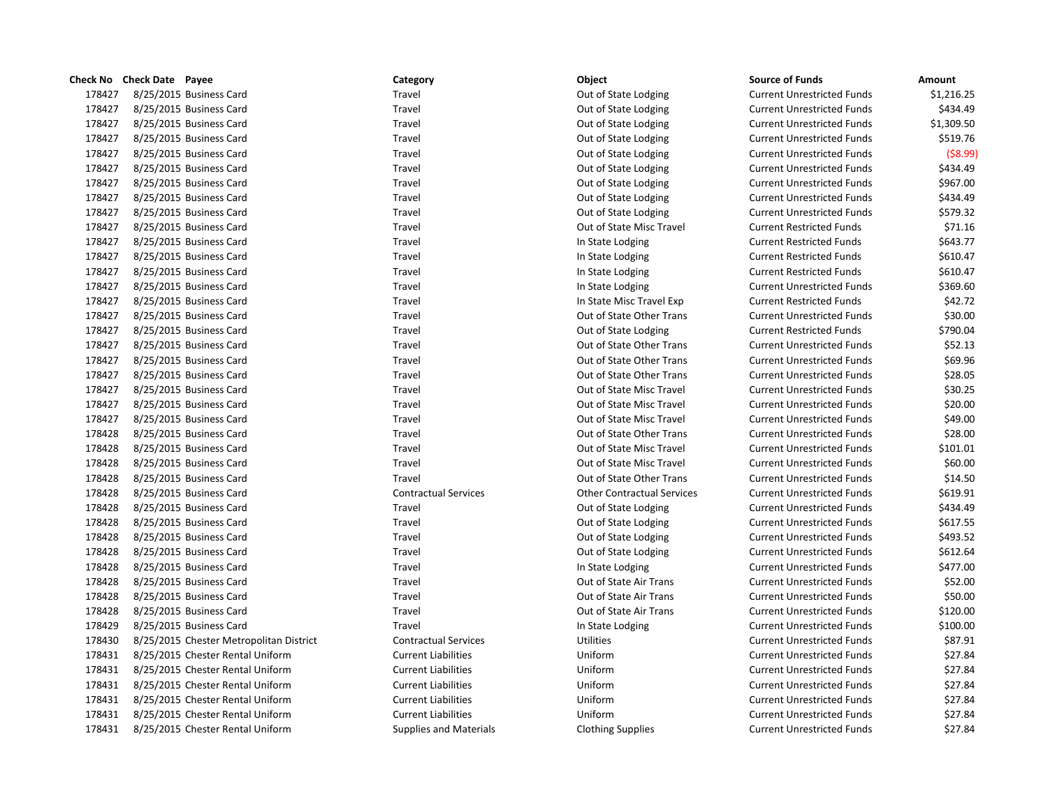| Check No | Check Date | Payee | Category | Object | Source of Funds | Amount |
|---|---|---|---|---|---|---|
| 178427 | 8/25/2015 | Business Card | Travel | Out of State Lodging | Current Unrestricted Funds | $1,216.25 |
| 178427 | 8/25/2015 | Business Card | Travel | Out of State Lodging | Current Unrestricted Funds | $434.49 |
| 178427 | 8/25/2015 | Business Card | Travel | Out of State Lodging | Current Unrestricted Funds | $1,309.50 |
| 178427 | 8/25/2015 | Business Card | Travel | Out of State Lodging | Current Unrestricted Funds | $519.76 |
| 178427 | 8/25/2015 | Business Card | Travel | Out of State Lodging | Current Unrestricted Funds | ($8.99) |
| 178427 | 8/25/2015 | Business Card | Travel | Out of State Lodging | Current Unrestricted Funds | $434.49 |
| 178427 | 8/25/2015 | Business Card | Travel | Out of State Lodging | Current Unrestricted Funds | $967.00 |
| 178427 | 8/25/2015 | Business Card | Travel | Out of State Lodging | Current Unrestricted Funds | $434.49 |
| 178427 | 8/25/2015 | Business Card | Travel | Out of State Lodging | Current Unrestricted Funds | $579.32 |
| 178427 | 8/25/2015 | Business Card | Travel | Out of State Misc Travel | Current Restricted Funds | $71.16 |
| 178427 | 8/25/2015 | Business Card | Travel | In State Lodging | Current Restricted Funds | $643.77 |
| 178427 | 8/25/2015 | Business Card | Travel | In State Lodging | Current Restricted Funds | $610.47 |
| 178427 | 8/25/2015 | Business Card | Travel | In State Lodging | Current Restricted Funds | $610.47 |
| 178427 | 8/25/2015 | Business Card | Travel | In State Lodging | Current Unrestricted Funds | $369.60 |
| 178427 | 8/25/2015 | Business Card | Travel | In State Misc Travel Exp | Current Restricted Funds | $42.72 |
| 178427 | 8/25/2015 | Business Card | Travel | Out of State Other Trans | Current Unrestricted Funds | $30.00 |
| 178427 | 8/25/2015 | Business Card | Travel | Out of State Lodging | Current Restricted Funds | $790.04 |
| 178427 | 8/25/2015 | Business Card | Travel | Out of State Other Trans | Current Unrestricted Funds | $52.13 |
| 178427 | 8/25/2015 | Business Card | Travel | Out of State Other Trans | Current Unrestricted Funds | $69.96 |
| 178427 | 8/25/2015 | Business Card | Travel | Out of State Other Trans | Current Unrestricted Funds | $28.05 |
| 178427 | 8/25/2015 | Business Card | Travel | Out of State Misc Travel | Current Unrestricted Funds | $30.25 |
| 178427 | 8/25/2015 | Business Card | Travel | Out of State Misc Travel | Current Unrestricted Funds | $20.00 |
| 178427 | 8/25/2015 | Business Card | Travel | Out of State Misc Travel | Current Unrestricted Funds | $49.00 |
| 178428 | 8/25/2015 | Business Card | Travel | Out of State Other Trans | Current Unrestricted Funds | $28.00 |
| 178428 | 8/25/2015 | Business Card | Travel | Out of State Misc Travel | Current Unrestricted Funds | $101.01 |
| 178428 | 8/25/2015 | Business Card | Travel | Out of State Misc Travel | Current Unrestricted Funds | $60.00 |
| 178428 | 8/25/2015 | Business Card | Travel | Out of State Other Trans | Current Unrestricted Funds | $14.50 |
| 178428 | 8/25/2015 | Business Card | Contractual Services | Other Contractual Services | Current Unrestricted Funds | $619.91 |
| 178428 | 8/25/2015 | Business Card | Travel | Out of State Lodging | Current Unrestricted Funds | $434.49 |
| 178428 | 8/25/2015 | Business Card | Travel | Out of State Lodging | Current Unrestricted Funds | $617.55 |
| 178428 | 8/25/2015 | Business Card | Travel | Out of State Lodging | Current Unrestricted Funds | $493.52 |
| 178428 | 8/25/2015 | Business Card | Travel | Out of State Lodging | Current Unrestricted Funds | $612.64 |
| 178428 | 8/25/2015 | Business Card | Travel | In State Lodging | Current Unrestricted Funds | $477.00 |
| 178428 | 8/25/2015 | Business Card | Travel | Out of State Air Trans | Current Unrestricted Funds | $52.00 |
| 178428 | 8/25/2015 | Business Card | Travel | Out of State Air Trans | Current Unrestricted Funds | $50.00 |
| 178428 | 8/25/2015 | Business Card | Travel | Out of State Air Trans | Current Unrestricted Funds | $120.00 |
| 178429 | 8/25/2015 | Business Card | Travel | In State Lodging | Current Unrestricted Funds | $100.00 |
| 178430 | 8/25/2015 | Chester Metropolitan District | Contractual Services | Utilities | Current Unrestricted Funds | $87.91 |
| 178431 | 8/25/2015 | Chester Rental Uniform | Current Liabilities | Uniform | Current Unrestricted Funds | $27.84 |
| 178431 | 8/25/2015 | Chester Rental Uniform | Current Liabilities | Uniform | Current Unrestricted Funds | $27.84 |
| 178431 | 8/25/2015 | Chester Rental Uniform | Current Liabilities | Uniform | Current Unrestricted Funds | $27.84 |
| 178431 | 8/25/2015 | Chester Rental Uniform | Current Liabilities | Uniform | Current Unrestricted Funds | $27.84 |
| 178431 | 8/25/2015 | Chester Rental Uniform | Current Liabilities | Uniform | Current Unrestricted Funds | $27.84 |
| 178431 | 8/25/2015 | Chester Rental Uniform | Supplies and Materials | Clothing Supplies | Current Unrestricted Funds | $27.84 |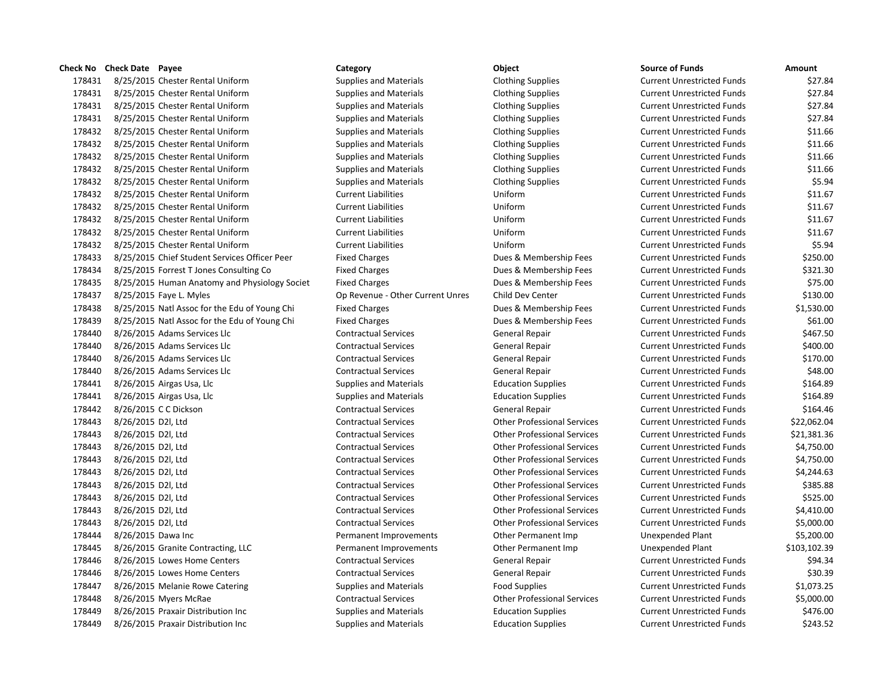| Check No | Check Date | Payee | Category | Object | Source of Funds | Amount |
|---|---|---|---|---|---|---|
| 178431 | 8/25/2015 | Chester Rental Uniform | Supplies and Materials | Clothing Supplies | Current Unrestricted Funds | $27.84 |
| 178431 | 8/25/2015 | Chester Rental Uniform | Supplies and Materials | Clothing Supplies | Current Unrestricted Funds | $27.84 |
| 178431 | 8/25/2015 | Chester Rental Uniform | Supplies and Materials | Clothing Supplies | Current Unrestricted Funds | $27.84 |
| 178431 | 8/25/2015 | Chester Rental Uniform | Supplies and Materials | Clothing Supplies | Current Unrestricted Funds | $27.84 |
| 178432 | 8/25/2015 | Chester Rental Uniform | Supplies and Materials | Clothing Supplies | Current Unrestricted Funds | $11.66 |
| 178432 | 8/25/2015 | Chester Rental Uniform | Supplies and Materials | Clothing Supplies | Current Unrestricted Funds | $11.66 |
| 178432 | 8/25/2015 | Chester Rental Uniform | Supplies and Materials | Clothing Supplies | Current Unrestricted Funds | $11.66 |
| 178432 | 8/25/2015 | Chester Rental Uniform | Supplies and Materials | Clothing Supplies | Current Unrestricted Funds | $11.66 |
| 178432 | 8/25/2015 | Chester Rental Uniform | Supplies and Materials | Clothing Supplies | Current Unrestricted Funds | $5.94 |
| 178432 | 8/25/2015 | Chester Rental Uniform | Current Liabilities | Uniform | Current Unrestricted Funds | $11.67 |
| 178432 | 8/25/2015 | Chester Rental Uniform | Current Liabilities | Uniform | Current Unrestricted Funds | $11.67 |
| 178432 | 8/25/2015 | Chester Rental Uniform | Current Liabilities | Uniform | Current Unrestricted Funds | $11.67 |
| 178432 | 8/25/2015 | Chester Rental Uniform | Current Liabilities | Uniform | Current Unrestricted Funds | $11.67 |
| 178432 | 8/25/2015 | Chester Rental Uniform | Current Liabilities | Uniform | Current Unrestricted Funds | $5.94 |
| 178433 | 8/25/2015 | Chief Student Services Officer Peer | Fixed Charges | Dues & Membership Fees | Current Unrestricted Funds | $250.00 |
| 178434 | 8/25/2015 | Forrest T Jones Consulting Co | Fixed Charges | Dues & Membership Fees | Current Unrestricted Funds | $321.30 |
| 178435 | 8/25/2015 | Human Anatomy and Physiology Societ | Fixed Charges | Dues & Membership Fees | Current Unrestricted Funds | $75.00 |
| 178437 | 8/25/2015 | Faye L. Myles | Op Revenue - Other Current Unres | Child Dev Center | Current Unrestricted Funds | $130.00 |
| 178438 | 8/25/2015 | Natl Assoc for the Edu of Young Chi | Fixed Charges | Dues & Membership Fees | Current Unrestricted Funds | $1,530.00 |
| 178439 | 8/25/2015 | Natl Assoc for the Edu of Young Chi | Fixed Charges | Dues & Membership Fees | Current Unrestricted Funds | $61.00 |
| 178440 | 8/26/2015 | Adams Services Llc | Contractual Services | General Repair | Current Unrestricted Funds | $467.50 |
| 178440 | 8/26/2015 | Adams Services Llc | Contractual Services | General Repair | Current Unrestricted Funds | $400.00 |
| 178440 | 8/26/2015 | Adams Services Llc | Contractual Services | General Repair | Current Unrestricted Funds | $170.00 |
| 178440 | 8/26/2015 | Adams Services Llc | Contractual Services | General Repair | Current Unrestricted Funds | $48.00 |
| 178441 | 8/26/2015 | Airgas Usa, Llc | Supplies and Materials | Education Supplies | Current Unrestricted Funds | $164.89 |
| 178441 | 8/26/2015 | Airgas Usa, Llc | Supplies and Materials | Education Supplies | Current Unrestricted Funds | $164.89 |
| 178442 | 8/26/2015 | C C Dickson | Contractual Services | General Repair | Current Unrestricted Funds | $164.46 |
| 178443 | 8/26/2015 | D2l, Ltd | Contractual Services | Other Professional Services | Current Unrestricted Funds | $22,062.04 |
| 178443 | 8/26/2015 | D2l, Ltd | Contractual Services | Other Professional Services | Current Unrestricted Funds | $21,381.36 |
| 178443 | 8/26/2015 | D2l, Ltd | Contractual Services | Other Professional Services | Current Unrestricted Funds | $4,750.00 |
| 178443 | 8/26/2015 | D2l, Ltd | Contractual Services | Other Professional Services | Current Unrestricted Funds | $4,750.00 |
| 178443 | 8/26/2015 | D2l, Ltd | Contractual Services | Other Professional Services | Current Unrestricted Funds | $4,244.63 |
| 178443 | 8/26/2015 | D2l, Ltd | Contractual Services | Other Professional Services | Current Unrestricted Funds | $385.88 |
| 178443 | 8/26/2015 | D2l, Ltd | Contractual Services | Other Professional Services | Current Unrestricted Funds | $525.00 |
| 178443 | 8/26/2015 | D2l, Ltd | Contractual Services | Other Professional Services | Current Unrestricted Funds | $4,410.00 |
| 178443 | 8/26/2015 | D2l, Ltd | Contractual Services | Other Professional Services | Current Unrestricted Funds | $5,000.00 |
| 178444 | 8/26/2015 | Dawa Inc | Permanent Improvements | Other Permanent Imp | Unexpended Plant | $5,200.00 |
| 178445 | 8/26/2015 | Granite Contracting, LLC | Permanent Improvements | Other Permanent Imp | Unexpended Plant | $103,102.39 |
| 178446 | 8/26/2015 | Lowes Home Centers | Contractual Services | General Repair | Current Unrestricted Funds | $94.34 |
| 178446 | 8/26/2015 | Lowes Home Centers | Contractual Services | General Repair | Current Unrestricted Funds | $30.39 |
| 178447 | 8/26/2015 | Melanie Rowe Catering | Supplies and Materials | Food Supplies | Current Unrestricted Funds | $1,073.25 |
| 178448 | 8/26/2015 | Myers McRae | Contractual Services | Other Professional Services | Current Unrestricted Funds | $5,000.00 |
| 178449 | 8/26/2015 | Praxair Distribution Inc | Supplies and Materials | Education Supplies | Current Unrestricted Funds | $476.00 |
| 178449 | 8/26/2015 | Praxair Distribution Inc | Supplies and Materials | Education Supplies | Current Unrestricted Funds | $243.52 |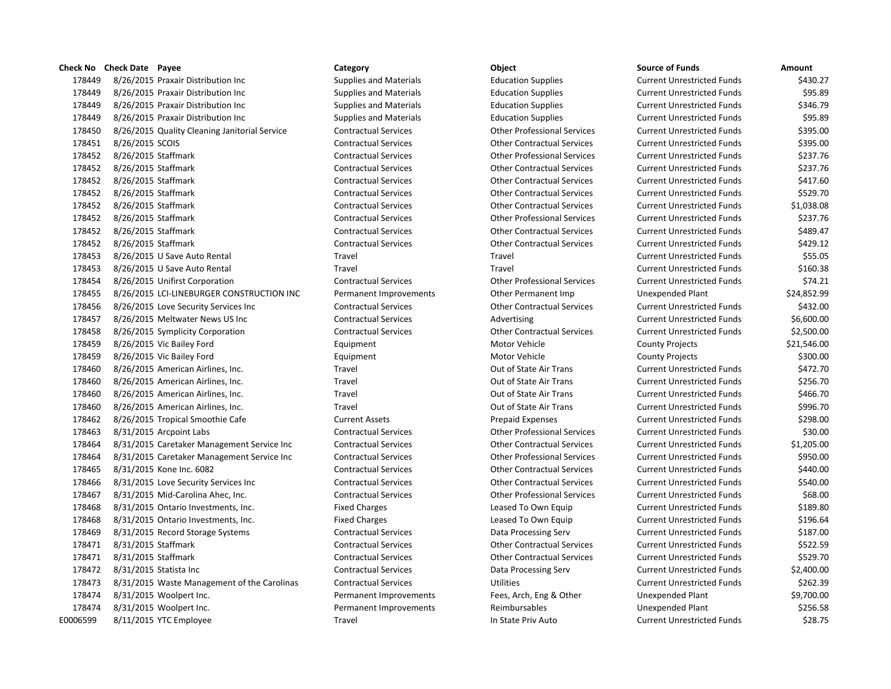| Check No | Check Date | Payee | Category | Object | Source of Funds | Amount |
|---|---|---|---|---|---|---|
| 178449 | 8/26/2015 | Praxair Distribution Inc | Supplies and Materials | Education Supplies | Current Unrestricted Funds | $430.27 |
| 178449 | 8/26/2015 | Praxair Distribution Inc | Supplies and Materials | Education Supplies | Current Unrestricted Funds | $95.89 |
| 178449 | 8/26/2015 | Praxair Distribution Inc | Supplies and Materials | Education Supplies | Current Unrestricted Funds | $346.79 |
| 178449 | 8/26/2015 | Praxair Distribution Inc | Supplies and Materials | Education Supplies | Current Unrestricted Funds | $95.89 |
| 178450 | 8/26/2015 | Quality Cleaning Janitorial Service | Contractual Services | Other Professional Services | Current Unrestricted Funds | $395.00 |
| 178451 | 8/26/2015 | SCOIS | Contractual Services | Other Contractual Services | Current Unrestricted Funds | $395.00 |
| 178452 | 8/26/2015 | Staffmark | Contractual Services | Other Professional Services | Current Unrestricted Funds | $237.76 |
| 178452 | 8/26/2015 | Staffmark | Contractual Services | Other Contractual Services | Current Unrestricted Funds | $237.76 |
| 178452 | 8/26/2015 | Staffmark | Contractual Services | Other Contractual Services | Current Unrestricted Funds | $417.60 |
| 178452 | 8/26/2015 | Staffmark | Contractual Services | Other Contractual Services | Current Unrestricted Funds | $529.70 |
| 178452 | 8/26/2015 | Staffmark | Contractual Services | Other Contractual Services | Current Unrestricted Funds | $1,038.08 |
| 178452 | 8/26/2015 | Staffmark | Contractual Services | Other Professional Services | Current Unrestricted Funds | $237.76 |
| 178452 | 8/26/2015 | Staffmark | Contractual Services | Other Contractual Services | Current Unrestricted Funds | $489.47 |
| 178452 | 8/26/2015 | Staffmark | Contractual Services | Other Contractual Services | Current Unrestricted Funds | $429.12 |
| 178453 | 8/26/2015 | U Save Auto Rental | Travel | Travel | Current Unrestricted Funds | $55.05 |
| 178453 | 8/26/2015 | U Save Auto Rental | Travel | Travel | Current Unrestricted Funds | $160.38 |
| 178454 | 8/26/2015 | Unifirst Corporation | Contractual Services | Other Professional Services | Current Unrestricted Funds | $74.21 |
| 178455 | 8/26/2015 | LCI-LINEBURGER CONSTRUCTION INC | Permanent Improvements | Other Permanent Imp | Unexpended Plant | $24,852.99 |
| 178456 | 8/26/2015 | Love Security Services Inc | Contractual Services | Other Contractual Services | Current Unrestricted Funds | $432.00 |
| 178457 | 8/26/2015 | Meltwater News US Inc | Contractual Services | Advertising | Current Unrestricted Funds | $6,600.00 |
| 178458 | 8/26/2015 | Symplicity Corporation | Contractual Services | Other Contractual Services | Current Unrestricted Funds | $2,500.00 |
| 178459 | 8/26/2015 | Vic Bailey Ford | Equipment | Motor Vehicle | County Projects | $21,546.00 |
| 178459 | 8/26/2015 | Vic Bailey Ford | Equipment | Motor Vehicle | County Projects | $300.00 |
| 178460 | 8/26/2015 | American Airlines, Inc. | Travel | Out of State Air Trans | Current Unrestricted Funds | $472.70 |
| 178460 | 8/26/2015 | American Airlines, Inc. | Travel | Out of State Air Trans | Current Unrestricted Funds | $256.70 |
| 178460 | 8/26/2015 | American Airlines, Inc. | Travel | Out of State Air Trans | Current Unrestricted Funds | $466.70 |
| 178460 | 8/26/2015 | American Airlines, Inc. | Travel | Out of State Air Trans | Current Unrestricted Funds | $996.70 |
| 178462 | 8/26/2015 | Tropical Smoothie Cafe | Current Assets | Prepaid Expenses | Current Unrestricted Funds | $298.00 |
| 178463 | 8/31/2015 | Arcpoint Labs | Contractual Services | Other Professional Services | Current Unrestricted Funds | $30.00 |
| 178464 | 8/31/2015 | Caretaker Management Service Inc | Contractual Services | Other Contractual Services | Current Unrestricted Funds | $1,205.00 |
| 178464 | 8/31/2015 | Caretaker Management Service Inc | Contractual Services | Other Professional Services | Current Unrestricted Funds | $950.00 |
| 178465 | 8/31/2015 | Kone Inc. 6082 | Contractual Services | Other Contractual Services | Current Unrestricted Funds | $440.00 |
| 178466 | 8/31/2015 | Love Security Services Inc | Contractual Services | Other Contractual Services | Current Unrestricted Funds | $540.00 |
| 178467 | 8/31/2015 | Mid-Carolina Ahec, Inc. | Contractual Services | Other Professional Services | Current Unrestricted Funds | $68.00 |
| 178468 | 8/31/2015 | Ontario Investments, Inc. | Fixed Charges | Leased To Own Equip | Current Unrestricted Funds | $189.80 |
| 178468 | 8/31/2015 | Ontario Investments, Inc. | Fixed Charges | Leased To Own Equip | Current Unrestricted Funds | $196.64 |
| 178469 | 8/31/2015 | Record Storage Systems | Contractual Services | Data Processing Serv | Current Unrestricted Funds | $187.00 |
| 178471 | 8/31/2015 | Staffmark | Contractual Services | Other Contractual Services | Current Unrestricted Funds | $522.59 |
| 178471 | 8/31/2015 | Staffmark | Contractual Services | Other Contractual Services | Current Unrestricted Funds | $529.70 |
| 178472 | 8/31/2015 | Statista Inc | Contractual Services | Data Processing Serv | Current Unrestricted Funds | $2,400.00 |
| 178473 | 8/31/2015 | Waste Management of the Carolinas | Contractual Services | Utilities | Current Unrestricted Funds | $262.39 |
| 178474 | 8/31/2015 | Woolpert Inc. | Permanent Improvements | Fees, Arch, Eng & Other | Unexpended Plant | $9,700.00 |
| 178474 | 8/31/2015 | Woolpert Inc. | Permanent Improvements | Reimbursables | Unexpended Plant | $256.58 |
| E0006599 | 8/11/2015 | YTC Employee | Travel | In State Priv Auto | Current Unrestricted Funds | $28.75 |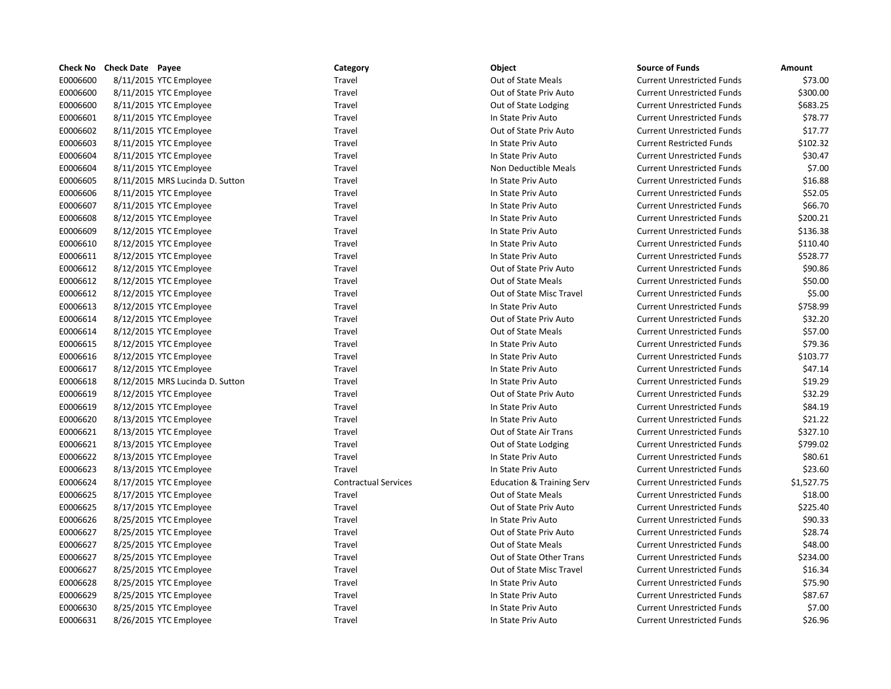| Check No | Check Date | Payee | Category | Object | Source of Funds | Amount |
|---|---|---|---|---|---|---|
| E0006600 | 8/11/2015 | YTC Employee | Travel | Out of State Meals | Current Unrestricted Funds | $73.00 |
| E0006600 | 8/11/2015 | YTC Employee | Travel | Out of State Priv Auto | Current Unrestricted Funds | $300.00 |
| E0006600 | 8/11/2015 | YTC Employee | Travel | Out of State Lodging | Current Unrestricted Funds | $683.25 |
| E0006601 | 8/11/2015 | YTC Employee | Travel | In State Priv Auto | Current Unrestricted Funds | $78.77 |
| E0006602 | 8/11/2015 | YTC Employee | Travel | Out of State Priv Auto | Current Unrestricted Funds | $17.77 |
| E0006603 | 8/11/2015 | YTC Employee | Travel | In State Priv Auto | Current Restricted Funds | $102.32 |
| E0006604 | 8/11/2015 | YTC Employee | Travel | In State Priv Auto | Current Unrestricted Funds | $30.47 |
| E0006604 | 8/11/2015 | YTC Employee | Travel | Non Deductible Meals | Current Unrestricted Funds | $7.00 |
| E0006605 | 8/11/2015 | MRS Lucinda D. Sutton | Travel | In State Priv Auto | Current Unrestricted Funds | $16.88 |
| E0006606 | 8/11/2015 | YTC Employee | Travel | In State Priv Auto | Current Unrestricted Funds | $52.05 |
| E0006607 | 8/11/2015 | YTC Employee | Travel | In State Priv Auto | Current Unrestricted Funds | $66.70 |
| E0006608 | 8/12/2015 | YTC Employee | Travel | In State Priv Auto | Current Unrestricted Funds | $200.21 |
| E0006609 | 8/12/2015 | YTC Employee | Travel | In State Priv Auto | Current Unrestricted Funds | $136.38 |
| E0006610 | 8/12/2015 | YTC Employee | Travel | In State Priv Auto | Current Unrestricted Funds | $110.40 |
| E0006611 | 8/12/2015 | YTC Employee | Travel | In State Priv Auto | Current Unrestricted Funds | $528.77 |
| E0006612 | 8/12/2015 | YTC Employee | Travel | Out of State Priv Auto | Current Unrestricted Funds | $90.86 |
| E0006612 | 8/12/2015 | YTC Employee | Travel | Out of State Meals | Current Unrestricted Funds | $50.00 |
| E0006612 | 8/12/2015 | YTC Employee | Travel | Out of State Misc Travel | Current Unrestricted Funds | $5.00 |
| E0006613 | 8/12/2015 | YTC Employee | Travel | In State Priv Auto | Current Unrestricted Funds | $758.99 |
| E0006614 | 8/12/2015 | YTC Employee | Travel | Out of State Priv Auto | Current Unrestricted Funds | $32.20 |
| E0006614 | 8/12/2015 | YTC Employee | Travel | Out of State Meals | Current Unrestricted Funds | $57.00 |
| E0006615 | 8/12/2015 | YTC Employee | Travel | In State Priv Auto | Current Unrestricted Funds | $79.36 |
| E0006616 | 8/12/2015 | YTC Employee | Travel | In State Priv Auto | Current Unrestricted Funds | $103.77 |
| E0006617 | 8/12/2015 | YTC Employee | Travel | In State Priv Auto | Current Unrestricted Funds | $47.14 |
| E0006618 | 8/12/2015 | MRS Lucinda D. Sutton | Travel | In State Priv Auto | Current Unrestricted Funds | $19.29 |
| E0006619 | 8/12/2015 | YTC Employee | Travel | Out of State Priv Auto | Current Unrestricted Funds | $32.29 |
| E0006619 | 8/12/2015 | YTC Employee | Travel | In State Priv Auto | Current Unrestricted Funds | $84.19 |
| E0006620 | 8/13/2015 | YTC Employee | Travel | In State Priv Auto | Current Unrestricted Funds | $21.22 |
| E0006621 | 8/13/2015 | YTC Employee | Travel | Out of State Air Trans | Current Unrestricted Funds | $327.10 |
| E0006621 | 8/13/2015 | YTC Employee | Travel | Out of State Lodging | Current Unrestricted Funds | $799.02 |
| E0006622 | 8/13/2015 | YTC Employee | Travel | In State Priv Auto | Current Unrestricted Funds | $80.61 |
| E0006623 | 8/13/2015 | YTC Employee | Travel | In State Priv Auto | Current Unrestricted Funds | $23.60 |
| E0006624 | 8/17/2015 | YTC Employee | Contractual Services | Education & Training Serv | Current Unrestricted Funds | $1,527.75 |
| E0006625 | 8/17/2015 | YTC Employee | Travel | Out of State Meals | Current Unrestricted Funds | $18.00 |
| E0006625 | 8/17/2015 | YTC Employee | Travel | Out of State Priv Auto | Current Unrestricted Funds | $225.40 |
| E0006626 | 8/25/2015 | YTC Employee | Travel | In State Priv Auto | Current Unrestricted Funds | $90.33 |
| E0006627 | 8/25/2015 | YTC Employee | Travel | Out of State Priv Auto | Current Unrestricted Funds | $28.74 |
| E0006627 | 8/25/2015 | YTC Employee | Travel | Out of State Meals | Current Unrestricted Funds | $48.00 |
| E0006627 | 8/25/2015 | YTC Employee | Travel | Out of State Other Trans | Current Unrestricted Funds | $234.00 |
| E0006627 | 8/25/2015 | YTC Employee | Travel | Out of State Misc Travel | Current Unrestricted Funds | $16.34 |
| E0006628 | 8/25/2015 | YTC Employee | Travel | In State Priv Auto | Current Unrestricted Funds | $75.90 |
| E0006629 | 8/25/2015 | YTC Employee | Travel | In State Priv Auto | Current Unrestricted Funds | $87.67 |
| E0006630 | 8/25/2015 | YTC Employee | Travel | In State Priv Auto | Current Unrestricted Funds | $7.00 |
| E0006631 | 8/26/2015 | YTC Employee | Travel | In State Priv Auto | Current Unrestricted Funds | $26.96 |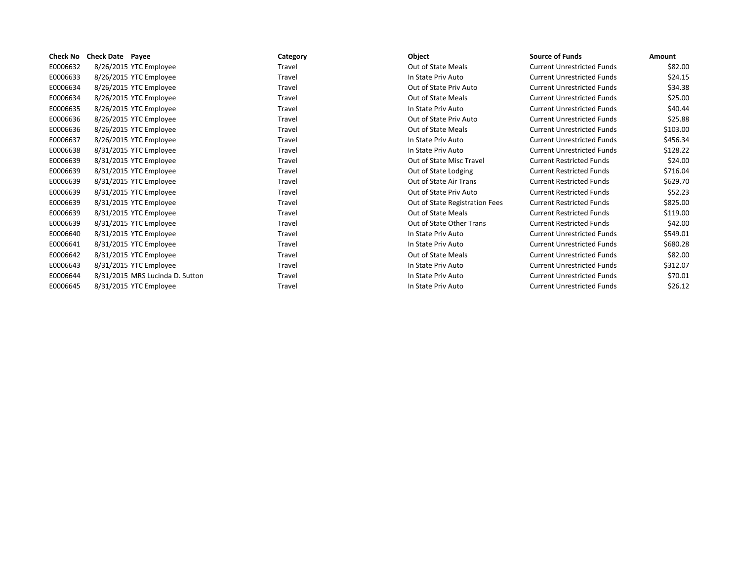| Check No | Check Date | Payee | Category | Object | Source of Funds | Amount |
|---|---|---|---|---|---|---|
| E0006632 | 8/26/2015 | YTC Employee | Travel | Out of State Meals | Current Unrestricted Funds | $82.00 |
| E0006633 | 8/26/2015 | YTC Employee | Travel | In State Priv Auto | Current Unrestricted Funds | $24.15 |
| E0006634 | 8/26/2015 | YTC Employee | Travel | Out of State Priv Auto | Current Unrestricted Funds | $34.38 |
| E0006634 | 8/26/2015 | YTC Employee | Travel | Out of State Meals | Current Unrestricted Funds | $25.00 |
| E0006635 | 8/26/2015 | YTC Employee | Travel | In State Priv Auto | Current Unrestricted Funds | $40.44 |
| E0006636 | 8/26/2015 | YTC Employee | Travel | Out of State Priv Auto | Current Unrestricted Funds | $25.88 |
| E0006636 | 8/26/2015 | YTC Employee | Travel | Out of State Meals | Current Unrestricted Funds | $103.00 |
| E0006637 | 8/26/2015 | YTC Employee | Travel | In State Priv Auto | Current Unrestricted Funds | $456.34 |
| E0006638 | 8/31/2015 | YTC Employee | Travel | In State Priv Auto | Current Unrestricted Funds | $128.22 |
| E0006639 | 8/31/2015 | YTC Employee | Travel | Out of State Misc Travel | Current Restricted Funds | $24.00 |
| E0006639 | 8/31/2015 | YTC Employee | Travel | Out of State Lodging | Current Restricted Funds | $716.04 |
| E0006639 | 8/31/2015 | YTC Employee | Travel | Out of State Air Trans | Current Restricted Funds | $629.70 |
| E0006639 | 8/31/2015 | YTC Employee | Travel | Out of State Priv Auto | Current Restricted Funds | $52.23 |
| E0006639 | 8/31/2015 | YTC Employee | Travel | Out of State Registration Fees | Current Restricted Funds | $825.00 |
| E0006639 | 8/31/2015 | YTC Employee | Travel | Out of State Meals | Current Restricted Funds | $119.00 |
| E0006639 | 8/31/2015 | YTC Employee | Travel | Out of State Other Trans | Current Restricted Funds | $42.00 |
| E0006640 | 8/31/2015 | YTC Employee | Travel | In State Priv Auto | Current Unrestricted Funds | $549.01 |
| E0006641 | 8/31/2015 | YTC Employee | Travel | In State Priv Auto | Current Unrestricted Funds | $680.28 |
| E0006642 | 8/31/2015 | YTC Employee | Travel | Out of State Meals | Current Unrestricted Funds | $82.00 |
| E0006643 | 8/31/2015 | YTC Employee | Travel | In State Priv Auto | Current Unrestricted Funds | $312.07 |
| E0006644 | 8/31/2015 | MRS Lucinda D. Sutton | Travel | In State Priv Auto | Current Unrestricted Funds | $70.01 |
| E0006645 | 8/31/2015 | YTC Employee | Travel | In State Priv Auto | Current Unrestricted Funds | $26.12 |